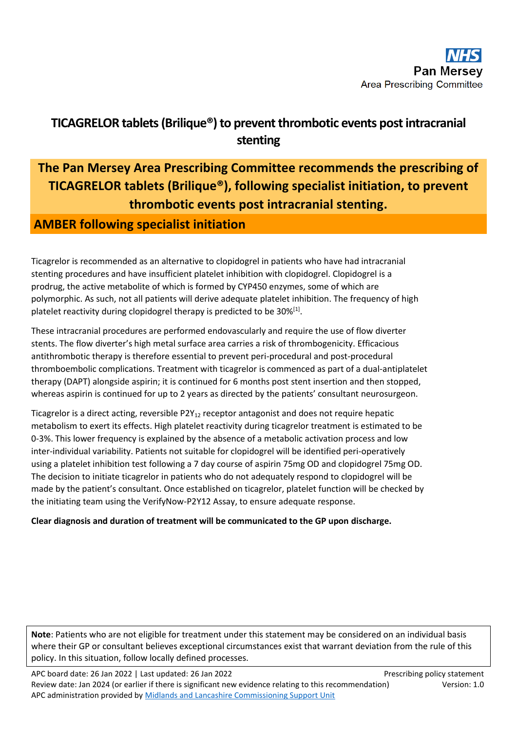NHS Pan Mersey Area Prescribing Committee

# TICAGRELOR tablets (Brilique®) to prevent thrombotic events post intracranial stenting

## The Pan Mersey Area Prescribing Committee recommends the prescribing of TICAGRELOR tablets (Brilique®), following specialist initiation, to prevent thrombotic events post intracranial stenting.

## AMBER following specialist initiation

Ticagrelor is recommended as an alternative to clopidogrel in patients who have had intracranial stenting procedures and have insufficient platelet inhibition with clopidogrel. Clopidogrel is a prodrug, the active metabolite of which is formed by CYP450 enzymes, some of which are polymorphic. As such, not all patients will derive adequate platelet inhibition. The frequency of high platelet reactivity during clopidogrel therapy is predicted to be 30%[1].

These intracranial procedures are performed endovascularly and require the use of flow diverter stents. The flow diverter's high metal surface area carries a risk of thrombogenicity. Efficacious antithrombotic therapy is therefore essential to prevent peri-procedural and post-procedural thromboembolic complications. Treatment with ticagrelor is commenced as part of a dual-antiplatelet therapy (DAPT) alongside aspirin; it is continued for 6 months post stent insertion and then stopped, whereas aspirin is continued for up to 2 years as directed by the patients' consultant neurosurgeon.

Ticagrelor is a direct acting, reversible $P2Y_{12}$ receptor antagonist and does not require hepatic metabolism to exert its effects. High platelet reactivity during ticagrelor treatment is estimated to be 0-3%. This lower frequency is explained by the absence of a metabolic activation process and low inter-individual variability. Patients not suitable for clopidogrel will be identified peri-operatively using a platelet inhibition test following a 7 day course of aspirin 75mg OD and clopidogrel 75mg OD. The decision to initiate ticagrelor in patients who do not adequately respond to clopidogrel will be made by the patient's consultant. Once established on ticagrelor, platelet function will be checked by the initiating team using the VerifyNow-P2Y12 Assay, to ensure adequate response.

**Clear diagnosis and duration of treatment will be communicated to the GP upon discharge.**

**Note**: Patients who are not eligible for treatment under this statement may be considered on an individual basis where their GP or consultant believes exceptional circumstances exist that warrant deviation from the rule of this policy. In this situation, follow locally defined processes.

APC board date: 26 Jan 2022 | Last updated: 26 Jan 2022 — Prescribing policy statement
Review date: Jan 2024 (or earlier if there is significant new evidence relating to this recommendation) — Version: 1.0
APC administration provided by Midlands and Lancashire Commissioning Support Unit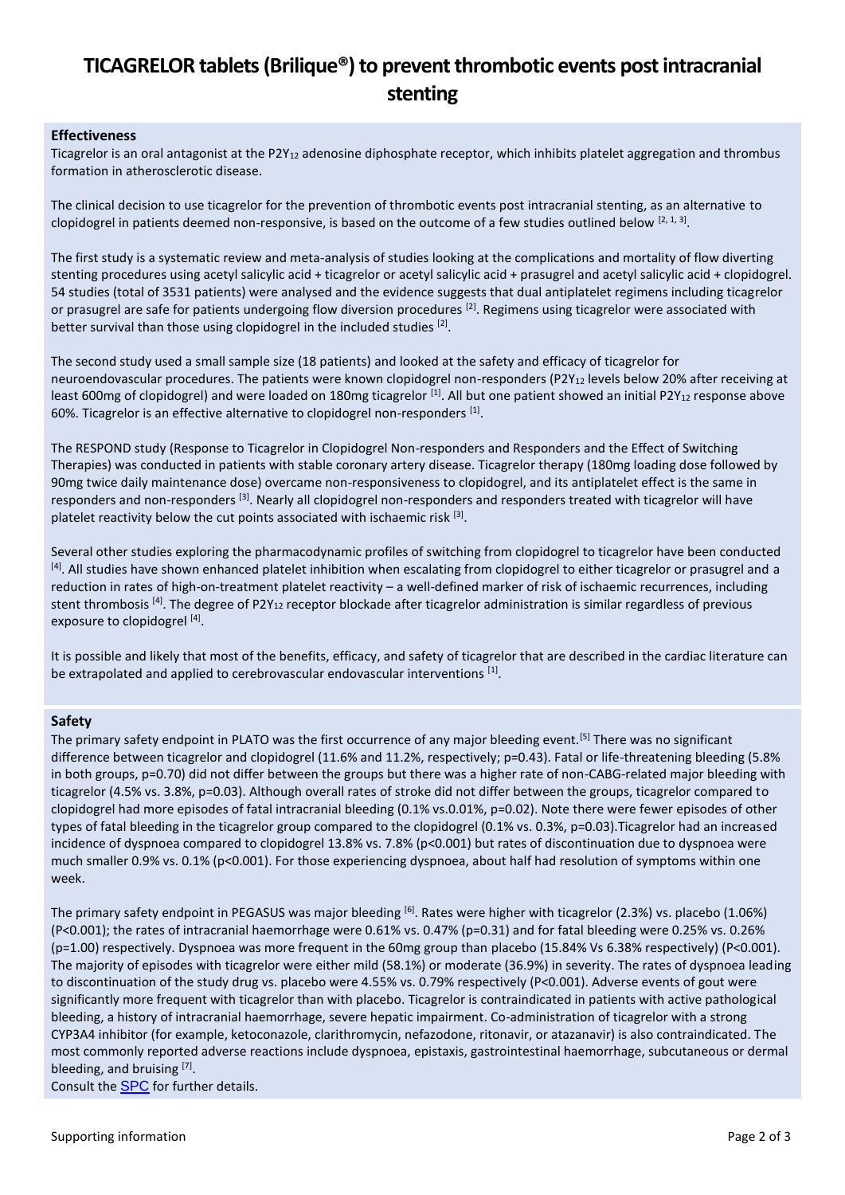# TICAGRELOR tablets (Brilique®) to prevent thrombotic events post intracranial stenting

## Effectiveness

Ticagrelor is an oral antagonist at the $P2Y_{12}$ adenosine diphosphate receptor, which inhibits platelet aggregation and thrombus formation in atherosclerotic disease.

The clinical decision to use ticagrelor for the prevention of thrombotic events post intracranial stenting, as an alternative to clopidogrel in patients deemed non-responsive, is based on the outcome of a few studies outlined below [2, 1, 3].

The first study is a systematic review and meta-analysis of studies looking at the complications and mortality of flow diverting stenting procedures using acetyl salicylic acid + ticagrelor or acetyl salicylic acid + prasugrel and acetyl salicylic acid + clopidogrel. 54 studies (total of 3531 patients) were analysed and the evidence suggests that dual antiplatelet regimens including ticagrelor or prasugrel are safe for patients undergoing flow diversion procedures [2]. Regimens using ticagrelor were associated with better survival than those using clopidogrel in the included studies [2].

The second study used a small sample size (18 patients) and looked at the safety and efficacy of ticagrelor for neuroendovascular procedures. The patients were known clopidogrel non-responders ($P2Y_{12}$ levels below 20% after receiving at least 600mg of clopidogrel) and were loaded on 180mg ticagrelor [1]. All but one patient showed an initial $P2Y_{12}$ response above 60%. Ticagrelor is an effective alternative to clopidogrel non-responders [1].

The RESPOND study (Response to Ticagrelor in Clopidogrel Non-responders and Responders and the Effect of Switching Therapies) was conducted in patients with stable coronary artery disease. Ticagrelor therapy (180mg loading dose followed by 90mg twice daily maintenance dose) overcame non-responsiveness to clopidogrel, and its antiplatelet effect is the same in responders and non-responders [3]. Nearly all clopidogrel non-responders and responders treated with ticagrelor will have platelet reactivity below the cut points associated with ischaemic risk [3].

Several other studies exploring the pharmacodynamic profiles of switching from clopidogrel to ticagrelor have been conducted [4]. All studies have shown enhanced platelet inhibition when escalating from clopidogrel to either ticagrelor or prasugrel and a reduction in rates of high-on-treatment platelet reactivity – a well-defined marker of risk of ischaemic recurrences, including stent thrombosis [4]. The degree of $P2Y_{12}$ receptor blockade after ticagrelor administration is similar regardless of previous exposure to clopidogrel [4].

It is possible and likely that most of the benefits, efficacy, and safety of ticagrelor that are described in the cardiac literature can be extrapolated and applied to cerebrovascular endovascular interventions [1].

## Safety

The primary safety endpoint in PLATO was the first occurrence of any major bleeding event.[5] There was no significant difference between ticagrelor and clopidogrel (11.6% and 11.2%, respectively; p=0.43). Fatal or life-threatening bleeding (5.8% in both groups, p=0.70) did not differ between the groups but there was a higher rate of non-CABG-related major bleeding with ticagrelor (4.5% vs. 3.8%, p=0.03). Although overall rates of stroke did not differ between the groups, ticagrelor compared to clopidogrel had more episodes of fatal intracranial bleeding (0.1% vs.0.01%, p=0.02). Note there were fewer episodes of other types of fatal bleeding in the ticagrelor group compared to the clopidogrel (0.1% vs. 0.3%, p=0.03).Ticagrelor had an increased incidence of dyspnoea compared to clopidogrel 13.8% vs. 7.8% (p<0.001) but rates of discontinuation due to dyspnoea were much smaller 0.9% vs. 0.1% (p<0.001). For those experiencing dyspnoea, about half had resolution of symptoms within one week.

The primary safety endpoint in PEGASUS was major bleeding [6]. Rates were higher with ticagrelor (2.3%) vs. placebo (1.06%) (P<0.001); the rates of intracranial haemorrhage were 0.61% vs. 0.47% (p=0.31) and for fatal bleeding were 0.25% vs. 0.26% (p=1.00) respectively. Dyspnoea was more frequent in the 60mg group than placebo (15.84% Vs 6.38% respectively) (P<0.001). The majority of episodes with ticagrelor were either mild (58.1%) or moderate (36.9%) in severity. The rates of dyspnoea leading to discontinuation of the study drug vs. placebo were 4.55% vs. 0.79% respectively (P<0.001). Adverse events of gout were significantly more frequent with ticagrelor than with placebo. Ticagrelor is contraindicated in patients with active pathological bleeding, a history of intracranial haemorrhage, severe hepatic impairment. Co-administration of ticagrelor with a strong CYP3A4 inhibitor (for example, ketoconazole, clarithromycin, nefazodone, ritonavir, or atazanavir) is also contraindicated. The most commonly reported adverse reactions include dyspnoea, epistaxis, gastrointestinal haemorrhage, subcutaneous or dermal bleeding, and bruising [7].

Consult the SPC for further details.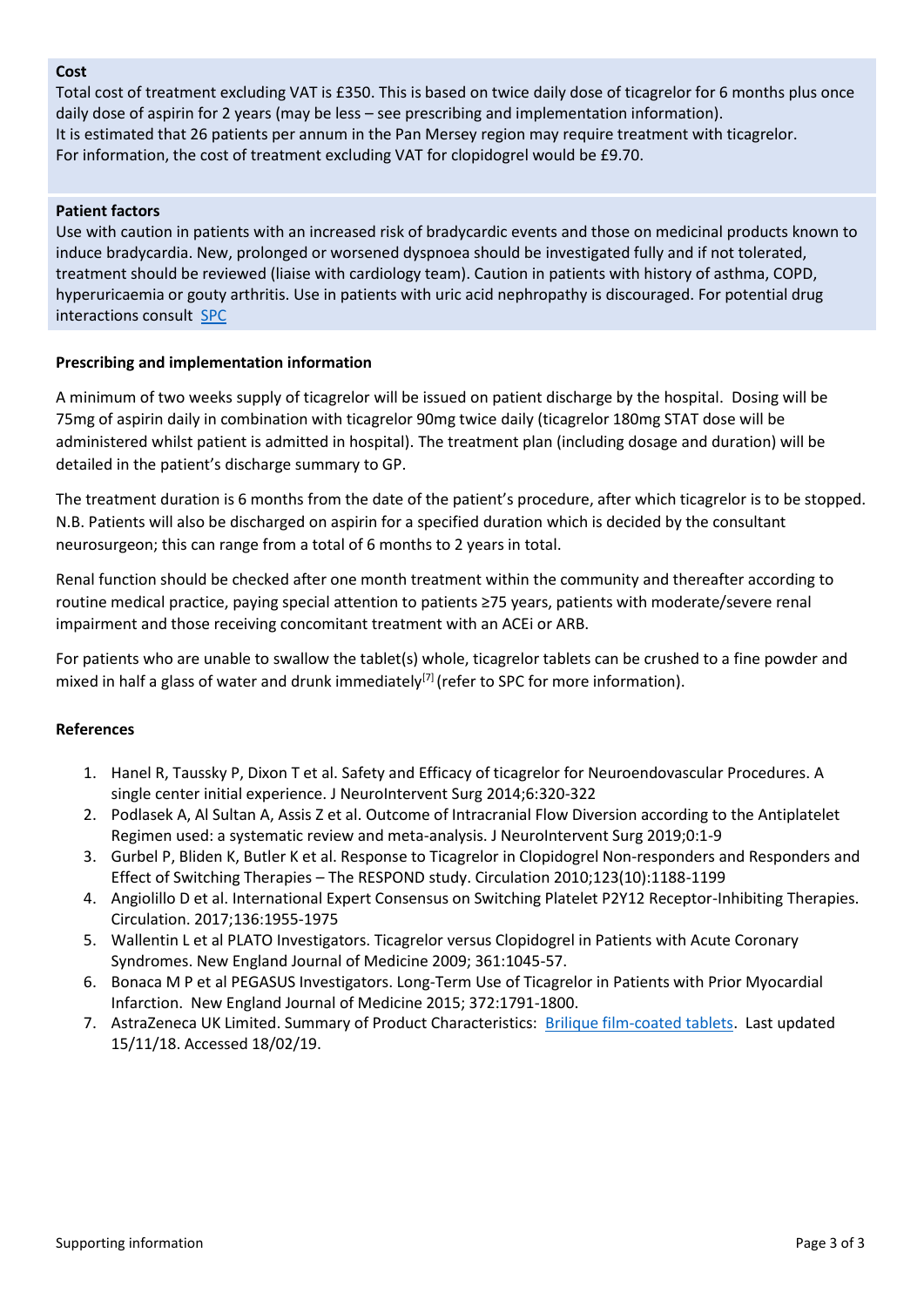**Cost**

Total cost of treatment excluding VAT is £350. This is based on twice daily dose of ticagrelor for 6 months plus once daily dose of aspirin for 2 years (may be less – see prescribing and implementation information).
It is estimated that 26 patients per annum in the Pan Mersey region may require treatment with ticagrelor.
For information, the cost of treatment excluding VAT for clopidogrel would be £9.70.

**Patient factors**

Use with caution in patients with an increased risk of bradycardic events and those on medicinal products known to induce bradycardia. New, prolonged or worsened dyspnoea should be investigated fully and if not tolerated, treatment should be reviewed (liaise with cardiology team). Caution in patients with history of asthma, COPD, hyperuricaemia or gouty arthritis. Use in patients with uric acid nephropathy is discouraged. For potential drug interactions consult SPC

**Prescribing and implementation information**

A minimum of two weeks supply of ticagrelor will be issued on patient discharge by the hospital. Dosing will be 75mg of aspirin daily in combination with ticagrelor 90mg twice daily (ticagrelor 180mg STAT dose will be administered whilst patient is admitted in hospital). The treatment plan (including dosage and duration) will be detailed in the patient's discharge summary to GP.

The treatment duration is 6 months from the date of the patient's procedure, after which ticagrelor is to be stopped. N.B. Patients will also be discharged on aspirin for a specified duration which is decided by the consultant neurosurgeon; this can range from a total of 6 months to 2 years in total.

Renal function should be checked after one month treatment within the community and thereafter according to routine medical practice, paying special attention to patients ≥75 years, patients with moderate/severe renal impairment and those receiving concomitant treatment with an ACEi or ARB.

For patients who are unable to swallow the tablet(s) whole, ticagrelor tablets can be crushed to a fine powder and mixed in half a glass of water and drunk immediately[7] (refer to SPC for more information).

**References**

1. Hanel R, Taussky P, Dixon T et al. Safety and Efficacy of ticagrelor for Neuroendovascular Procedures. A single center initial experience. J NeuroIntervent Surg 2014;6:320-322
2. Podlasek A, Al Sultan A, Assis Z et al. Outcome of Intracranial Flow Diversion according to the Antiplatelet Regimen used: a systematic review and meta-analysis. J NeuroIntervent Surg 2019;0:1-9
3. Gurbel P, Bliden K, Butler K et al. Response to Ticagrelor in Clopidogrel Non-responders and Responders and Effect of Switching Therapies – The RESPOND study. Circulation 2010;123(10):1188-1199
4. Angiolillo D et al. International Expert Consensus on Switching Platelet P2Y12 Receptor-Inhibiting Therapies. Circulation. 2017;136:1955-1975
5. Wallentin L et al PLATO Investigators. Ticagrelor versus Clopidogrel in Patients with Acute Coronary Syndromes. New England Journal of Medicine 2009; 361:1045-57.
6. Bonaca M P et al PEGASUS Investigators. Long-Term Use of Ticagrelor in Patients with Prior Myocardial Infarction. New England Journal of Medicine 2015; 372:1791-1800.
7. AstraZeneca UK Limited. Summary of Product Characteristics: Brilique film-coated tablets. Last updated 15/11/18. Accessed 18/02/19.